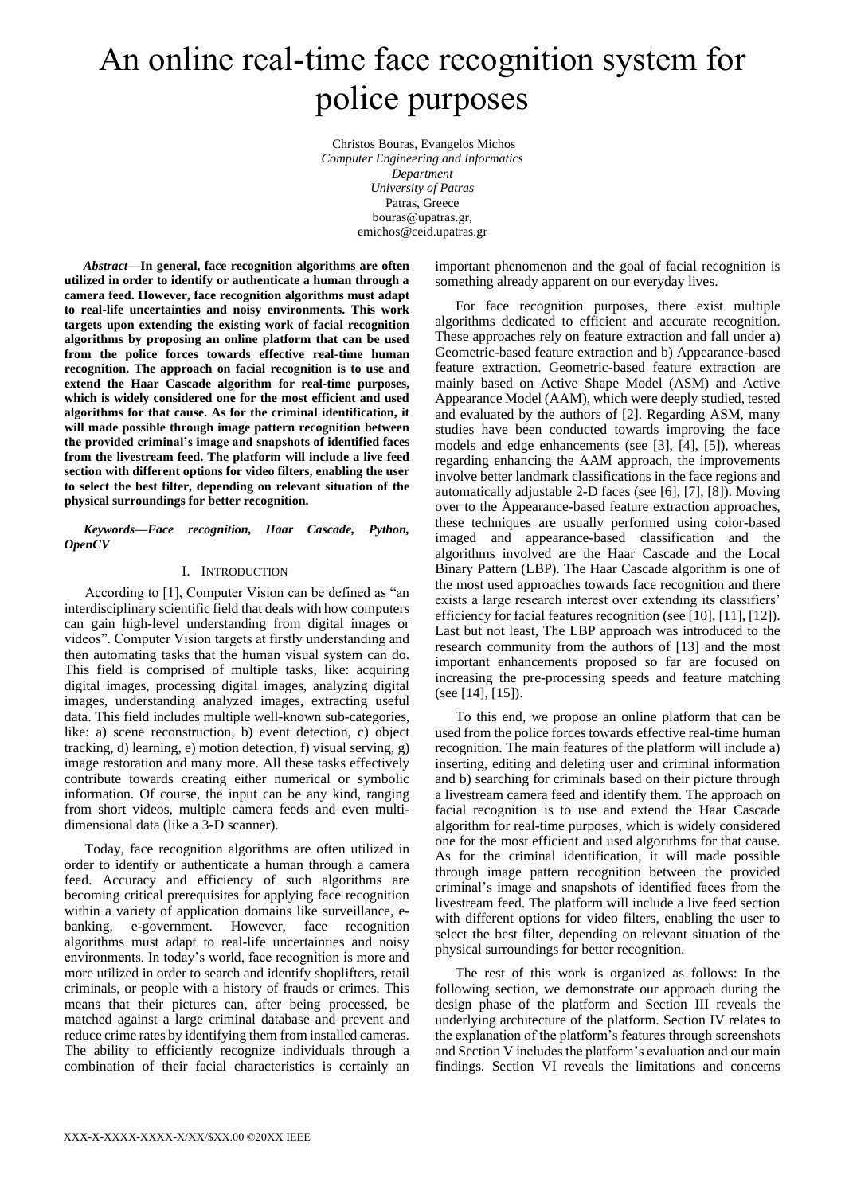# An online real-time face recognition system for police purposes

Christos Bouras, Evangelos Michos
*Computer Engineering and Informatics Department*
*University of Patras*
Patras, Greece
bouras@upatras.gr,
emichos@ceid.upatras.gr

***Abstract*—In general, face recognition algorithms are often utilized in order to identify or authenticate a human through a camera feed. However, face recognition algorithms must adapt to real-life uncertainties and noisy environments. This work targets upon extending the existing work of facial recognition algorithms by proposing an online platform that can be used from the police forces towards effective real-time human recognition. The approach on facial recognition is to use and extend the Haar Cascade algorithm for real-time purposes, which is widely considered one for the most efficient and used algorithms for that cause. As for the criminal identification, it will made possible through image pattern recognition between the provided criminal's image and snapshots of identified faces from the livestream feed. The platform will include a live feed section with different options for video filters, enabling the user to select the best filter, depending on relevant situation of the physical surroundings for better recognition.**

***Keywords*—*Face recognition, Haar Cascade, Python, OpenCV***

## I. Introduction

According to [1], Computer Vision can be defined as "an interdisciplinary scientific field that deals with how computers can gain high-level understanding from digital images or videos". Computer Vision targets at firstly understanding and then automating tasks that the human visual system can do. This field is comprised of multiple tasks, like: acquiring digital images, processing digital images, analyzing digital images, understanding analyzed images, extracting useful data. This field includes multiple well-known sub-categories, like: a) scene reconstruction, b) event detection, c) object tracking, d) learning, e) motion detection, f) visual serving, g) image restoration and many more. All these tasks effectively contribute towards creating either numerical or symbolic information. Of course, the input can be any kind, ranging from short videos, multiple camera feeds and even multi-dimensional data (like a 3-D scanner).

Today, face recognition algorithms are often utilized in order to identify or authenticate a human through a camera feed. Accuracy and efficiency of such algorithms are becoming critical prerequisites for applying face recognition within a variety of application domains like surveillance, e-banking, e-government. However, face recognition algorithms must adapt to real-life uncertainties and noisy environments. In today's world, face recognition is more and more utilized in order to search and identify shoplifters, retail criminals, or people with a history of frauds or crimes. This means that their pictures can, after being processed, be matched against a large criminal database and prevent and reduce crime rates by identifying them from installed cameras. The ability to efficiently recognize individuals through a combination of their facial characteristics is certainly an important phenomenon and the goal of facial recognition is something already apparent on our everyday lives.

For face recognition purposes, there exist multiple algorithms dedicated to efficient and accurate recognition. These approaches rely on feature extraction and fall under a) Geometric-based feature extraction and b) Appearance-based feature extraction. Geometric-based feature extraction are mainly based on Active Shape Model (ASM) and Active Appearance Model (AAM), which were deeply studied, tested and evaluated by the authors of [2]. Regarding ASM, many studies have been conducted towards improving the face models and edge enhancements (see [3], [4], [5]), whereas regarding enhancing the AAM approach, the improvements involve better landmark classifications in the face regions and automatically adjustable 2-D faces (see [6], [7], [8]). Moving over to the Appearance-based feature extraction approaches, these techniques are usually performed using color-based imaged and appearance-based classification and the algorithms involved are the Haar Cascade and the Local Binary Pattern (LBP). The Haar Cascade algorithm is one of the most used approaches towards face recognition and there exists a large research interest over extending its classifiers' efficiency for facial features recognition (see [10], [11], [12]). Last but not least, The LBP approach was introduced to the research community from the authors of [13] and the most important enhancements proposed so far are focused on increasing the pre-processing speeds and feature matching (see [14], [15]).

To this end, we propose an online platform that can be used from the police forces towards effective real-time human recognition. The main features of the platform will include a) inserting, editing and deleting user and criminal information and b) searching for criminals based on their picture through a livestream camera feed and identify them. The approach on facial recognition is to use and extend the Haar Cascade algorithm for real-time purposes, which is widely considered one for the most efficient and used algorithms for that cause. As for the criminal identification, it will made possible through image pattern recognition between the provided criminal's image and snapshots of identified faces from the livestream feed. The platform will include a live feed section with different options for video filters, enabling the user to select the best filter, depending on relevant situation of the physical surroundings for better recognition.

The rest of this work is organized as follows: In the following section, we demonstrate our approach during the design phase of the platform and Section III reveals the underlying architecture of the platform. Section IV relates to the explanation of the platform's features through screenshots and Section V includes the platform's evaluation and our main findings. Section VI reveals the limitations and concerns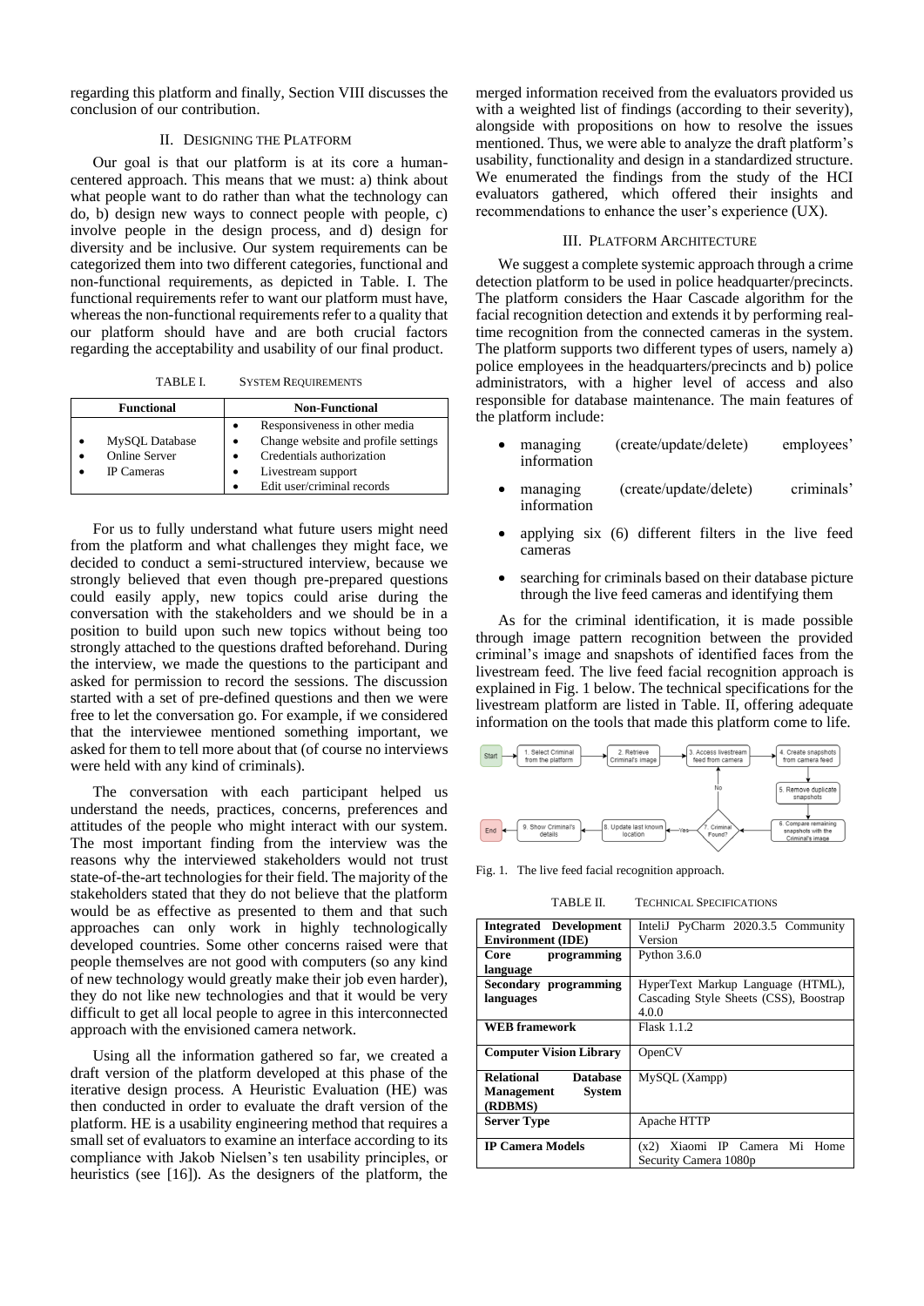regarding this platform and finally, Section VIII discusses the conclusion of our contribution.

## II. Designing the Platform

Our goal is that our platform is at its core a human-centered approach. This means that we must: a) think about what people want to do rather than what the technology can do, b) design new ways to connect people with people, c) involve people in the design process, and d) design for diversity and be inclusive. Our system requirements can be categorized them into two different categories, functional and non-functional requirements, as depicted in Table. I. The functional requirements refer to want our platform must have, whereas the non-functional requirements refer to a quality that our platform should have and are both crucial factors regarding the acceptability and usability of our final product.

TABLE I. System Requirements

| Functional | Non-Functional |
| --- | --- |
| • MySQL Database<br>• Online Server<br>• IP Cameras | • Responsiveness in other media<br>• Change website and profile settings<br>• Credentials authorization<br>• Livestream support<br>• Edit user/criminal records |

For us to fully understand what future users might need from the platform and what challenges they might face, we decided to conduct a semi-structured interview, because we strongly believed that even though pre-prepared questions could easily apply, new topics could arise during the conversation with the stakeholders and we should be in a position to build upon such new topics without being too strongly attached to the questions drafted beforehand. During the interview, we made the questions to the participant and asked for permission to record the sessions. The discussion started with a set of pre-defined questions and then we were free to let the conversation go. For example, if we considered that the interviewee mentioned something important, we asked for them to tell more about that (of course no interviews were held with any kind of criminals).

The conversation with each participant helped us understand the needs, practices, concerns, preferences and attitudes of the people who might interact with our system. The most important finding from the interview was the reasons why the interviewed stakeholders would not trust state-of-the-art technologies for their field. The majority of the stakeholders stated that they do not believe that the platform would be as effective as presented to them and that such approaches can only work in highly technologically developed countries. Some other concerns raised were that people themselves are not good with computers (so any kind of new technology would greatly make their job even harder), they do not like new technologies and that it would be very difficult to get all local people to agree in this interconnected approach with the envisioned camera network.

Using all the information gathered so far, we created a draft version of the platform developed at this phase of the iterative design process. A Heuristic Evaluation (HE) was then conducted in order to evaluate the draft version of the platform. HE is a usability engineering method that requires a small set of evaluators to examine an interface according to its compliance with Jakob Nielsen's ten usability principles, or heuristics (see [16]). As the designers of the platform, the merged information received from the evaluators provided us with a weighted list of findings (according to their severity), alongside with propositions on how to resolve the issues mentioned. Thus, we were able to analyze the draft platform's usability, functionality and design in a standardized structure. We enumerated the findings from the study of the HCI evaluators gathered, which offered their insights and recommendations to enhance the user's experience (UX).

## III. Platform Architecture

We suggest a complete systemic approach through a crime detection platform to be used in police headquarter/precincts. The platform considers the Haar Cascade algorithm for the facial recognition detection and extends it by performing real-time recognition from the connected cameras in the system. The platform supports two different types of users, namely a) police employees in the headquarters/precincts and b) police administrators, with a higher level of access and also responsible for database maintenance. The main features of the platform include:

- managing (create/update/delete) employees' information
- managing (create/update/delete) criminals' information
- applying six (6) different filters in the live feed cameras
- searching for criminals based on their database picture through the live feed cameras and identifying them

As for the criminal identification, it is made possible through image pattern recognition between the provided criminal's image and snapshots of identified faces from the livestream feed. The live feed facial recognition approach is explained in Fig. 1 below. The technical specifications for the livestream platform are listed in Table. II, offering adequate information on the tools that made this platform come to life.

Start → 1. Select Criminal from the platform → 2. Retrieve Criminal's image → 3. Access livestream feed from camera → 4. Create snapshots from camera feed → 5. Remove duplicate snapshots → 6. Compare remaining snapshots with the Criminal's image → 7. Criminal Found? (No → 3; Yes → 8) → 8. Update last known location → 9. Show Criminal's details → End

Fig. 1. The live feed facial recognition approach.

TABLE II. Technical Specifications

| | |
| --- | --- |
| **Integrated Development Environment (IDE)** | InteliJ PyCharm 2020.3.5 Community Version |
| **Core programming language** | Python 3.6.0 |
| **Secondary programming languages** | HyperText Markup Language (HTML), Cascading Style Sheets (CSS), Boostrap 4.0.0 |
| **WEB framework** | Flask 1.1.2 |
| **Computer Vision Library** | OpenCV |
| **Relational Database Management System (RDBMS)** | MySQL (Xampp) |
| **Server Type** | Apache HTTP |
| **IP Camera Models** | (x2) Xiaomi IP Camera Mi Home Security Camera 1080p |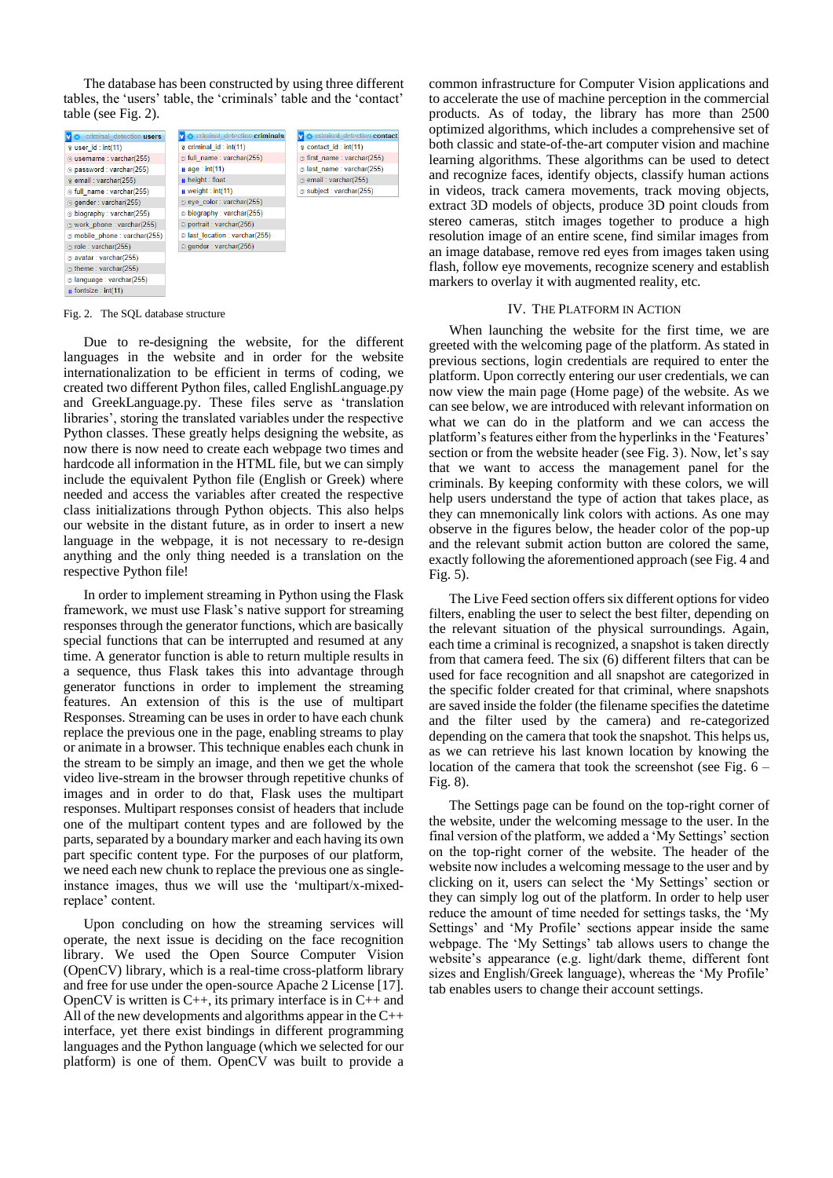The database has been constructed by using three different tables, the 'users' table, the 'criminals' table and the 'contact' table (see Fig. 2).

| criminal_detection users |
| --- |
| user_id : int(11) |
| username : varchar(255) |
| password : varchar(255) |
| email : varchar(255) |
| full_name : varchar(255) |
| gender : varchar(255) |
| biography : varchar(255) |
| work_phone : varchar(255) |
| mobile_phone : varchar(255) |
| role : varchar(255) |
| avatar : varchar(255) |
| theme : varchar(255) |
| language : varchar(255) |
| fontsize : int(11) |

| criminal_detection criminals |
| --- |
| criminal_id : int(11) |
| full_name : varchar(255) |
| age : int(11) |
| height : float |
| weight : int(11) |
| eye_color : varchar(255) |
| biography : varchar(255) |
| portrait : varchar(255) |
| last_location : varchar(255) |
| gender : varchar(255) |

| criminal_detection contact |
| --- |
| contact_id : int(11) |
| first_name : varchar(255) |
| last_name : varchar(255) |
| email : varchar(255) |
| subject : varchar(255) |

Fig. 2. The SQL database structure

Due to re-designing the website, for the different languages in the website and in order for the website internationalization to be efficient in terms of coding, we created two different Python files, called EnglishLanguage.py and GreekLanguage.py. These files serve as 'translation libraries', storing the translated variables under the respective Python classes. These greatly helps designing the website, as now there is no need to create each webpage two times and hardcode all information in the HTML file, but we can simply include the equivalent Python file (English or Greek) where needed and access the variables after created the respective class initializations through Python objects. This also helps our website in the distant future, as in order to insert a new language in the webpage, it is not necessary to re-design anything and the only thing needed is a translation on the respective Python file!

In order to implement streaming in Python using the Flask framework, we must use Flask's native support for streaming responses through the generator functions, which are basically special functions that can be interrupted and resumed at any time. A generator function is able to return multiple results in a sequence, thus Flask takes this into advantage through generator functions in order to implement the streaming features. An extension of this is the use of multipart Responses. Streaming can be uses in order to have each chunk replace the previous one in the page, enabling streams to play or animate in a browser. This technique enables each chunk in the stream to be simply an image, and then we get the whole video live-stream in the browser through repetitive chunks of images and in order to do that, Flask uses the multipart responses. Multipart responses consist of headers that include one of the multipart content types and are followed by the parts, separated by a boundary marker and each having its own part specific content type. For the purposes of our platform, we need each new chunk to replace the previous one as single-instance images, thus we will use the 'multipart/x-mixed-replace' content.

Upon concluding on how the streaming services will operate, the next issue is deciding on the face recognition library. We used the Open Source Computer Vision (OpenCV) library, which is a real-time cross-platform library and free for use under the open-source Apache 2 License [17]. OpenCV is written is C++, its primary interface is in C++ and All of the new developments and algorithms appear in the C++ interface, yet there exist bindings in different programming languages and the Python language (which we selected for our platform) is one of them. OpenCV was built to provide a common infrastructure for Computer Vision applications and to accelerate the use of machine perception in the commercial products. As of today, the library has more than 2500 optimized algorithms, which includes a comprehensive set of both classic and state-of-the-art computer vision and machine learning algorithms. These algorithms can be used to detect and recognize faces, identify objects, classify human actions in videos, track camera movements, track moving objects, extract 3D models of objects, produce 3D point clouds from stereo cameras, stitch images together to produce a high resolution image of an entire scene, find similar images from an image database, remove red eyes from images taken using flash, follow eye movements, recognize scenery and establish markers to overlay it with augmented reality, etc.

## IV. The Platform in Action

When launching the website for the first time, we are greeted with the welcoming page of the platform. As stated in previous sections, login credentials are required to enter the platform. Upon correctly entering our user credentials, we can now view the main page (Home page) of the website. As we can see below, we are introduced with relevant information on what we can do in the platform and we can access the platform's features either from the hyperlinks in the 'Features' section or from the website header (see Fig. 3). Now, let's say that we want to access the management panel for the criminals. By keeping conformity with these colors, we will help users understand the type of action that takes place, as they can mnemonically link colors with actions. As one may observe in the figures below, the header color of the pop-up and the relevant submit action button are colored the same, exactly following the aforementioned approach (see Fig. 4 and Fig. 5).

The Live Feed section offers six different options for video filters, enabling the user to select the best filter, depending on the relevant situation of the physical surroundings. Again, each time a criminal is recognized, a snapshot is taken directly from that camera feed. The six (6) different filters that can be used for face recognition and all snapshot are categorized in the specific folder created for that criminal, where snapshots are saved inside the folder (the filename specifies the datetime and the filter used by the camera) and re-categorized depending on the camera that took the snapshot. This helps us, as we can retrieve his last known location by knowing the location of the camera that took the screenshot (see Fig. 6 – Fig. 8).

The Settings page can be found on the top-right corner of the website, under the welcoming message to the user. In the final version of the platform, we added a 'My Settings' section on the top-right corner of the website. The header of the website now includes a welcoming message to the user and by clicking on it, users can select the 'My Settings' section or they can simply log out of the platform. In order to help user reduce the amount of time needed for settings tasks, the 'My Settings' and 'My Profile' sections appear inside the same webpage. The 'My Settings' tab allows users to change the website's appearance (e.g. light/dark theme, different font sizes and English/Greek language), whereas the 'My Profile' tab enables users to change their account settings.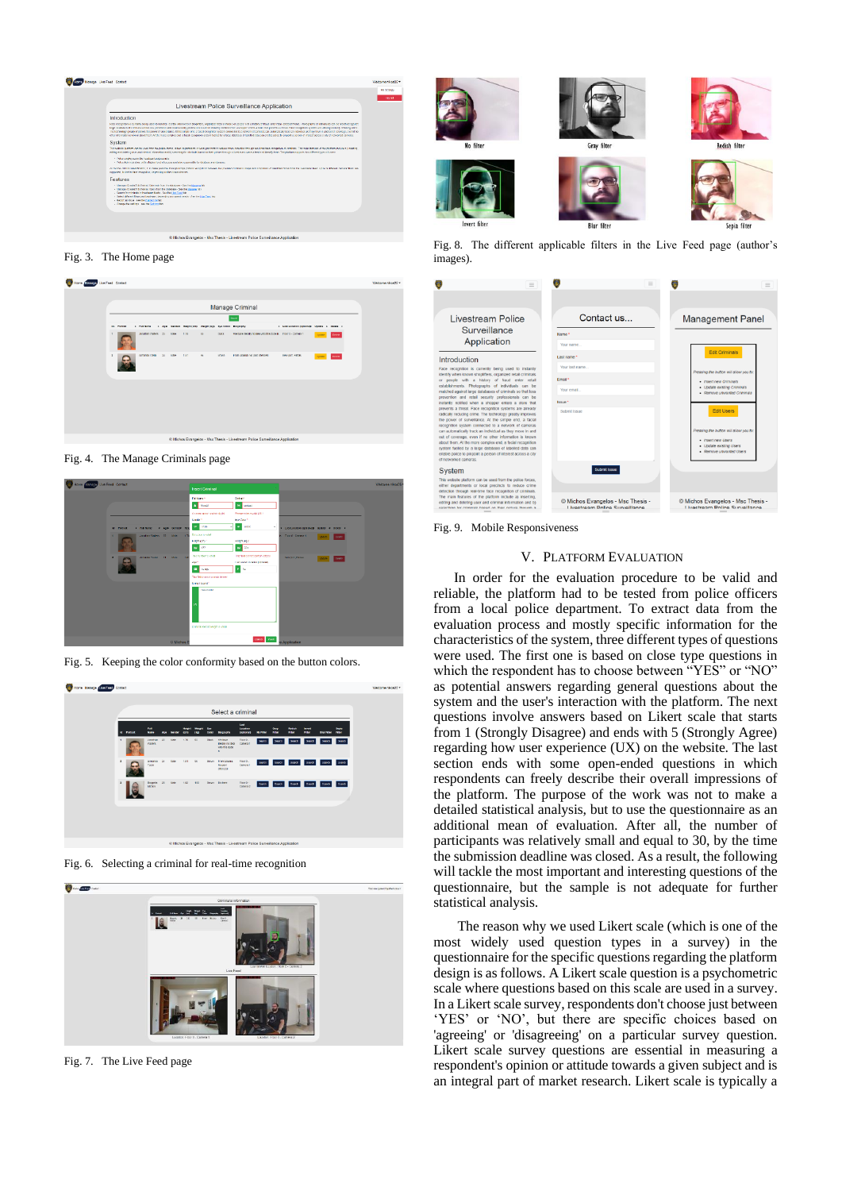Fig. 3. The Home page

Fig. 4. The Manage Criminals page

Fig. 5. Keeping the color conformity based on the button colors.

Fig. 6. Selecting a criminal for real-time recognition

Fig. 7. The Live Feed page

Fig. 8. The different applicable filters in the Live Feed page (author's images).

Fig. 9. Mobile Responsiveness

## V. Platform Evaluation

In order for the evaluation procedure to be valid and reliable, the platform had to be tested from police officers from a local police department. To extract data from the evaluation process and mostly specific information for the characteristics of the system, three different types of questions were used. The first one is based on close type questions in which the respondent has to choose between "YES" or "NO" as potential answers regarding general questions about the system and the user's interaction with the platform. The next questions involve answers based on Likert scale that starts from 1 (Strongly Disagree) and ends with 5 (Strongly Agree) regarding how user experience (UX) on the website. The last section ends with some open-ended questions in which respondents can freely describe their overall impressions of the platform. The purpose of the work was not to make a detailed statistical analysis, but to use the questionnaire as an additional mean of evaluation. After all, the number of participants was relatively small and equal to 30, by the time the submission deadline was closed. As a result, the following will tackle the most important and interesting questions of the questionnaire, but the sample is not adequate for further statistical analysis.

The reason why we used Likert scale (which is one of the most widely used question types in a survey) in the questionnaire for the specific questions regarding the platform design is as follows. A Likert scale question is a psychometric scale where questions based on this scale are used in a survey. In a Likert scale survey, respondents don't choose just between 'YES' or 'NO', but there are specific choices based on 'agreeing' or 'disagreeing' on a particular survey question. Likert scale survey questions are essential in measuring a respondent's opinion or attitude towards a given subject and is an integral part of market research. Likert scale is typically a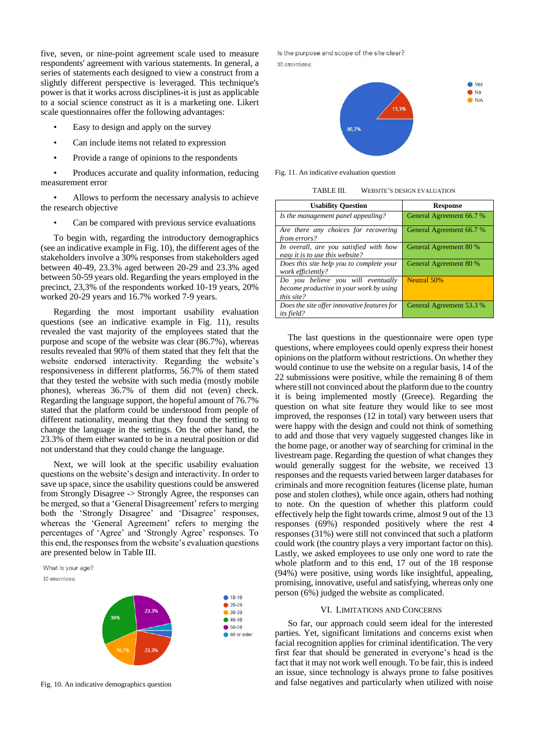five, seven, or nine-point agreement scale used to measure respondents' agreement with various statements. In general, a series of statements each designed to view a construct from a slightly different perspective is leveraged. This technique's power is that it works across disciplines-it is just as applicable to a social science construct as it is a marketing one. Likert scale questionnaires offer the following advantages:

- Easy to design and apply on the survey
- Can include items not related to expression
- Provide a range of opinions to the respondents
- Produces accurate and quality information, reducing measurement error
- Allows to perform the necessary analysis to achieve the research objective
- Can be compared with previous service evaluations

To begin with, regarding the introductory demographics (see an indicative example in Fig. 10), the different ages of the stakeholders involve a 30% responses from stakeholders aged between 40-49, 23.3% aged between 20-29 and 23.3% aged between 50-59 years old. Regarding the years employed in the precinct, 23,3% of the respondents worked 10-19 years, 20% worked 20-29 years and 16.7% worked 7-9 years.

Regarding the most important usability evaluation questions (see an indicative example in Fig. 11), results revealed the vast majority of the employees stated that the purpose and scope of the website was clear (86.7%), whereas results revealed that 90% of them stated that they felt that the website endorsed interactivity. Regarding the website's responsiveness in different platforms, 56.7% of them stated that they tested the website with such media (mostly mobile phones), whereas 36.7% of them did not (even) check. Regarding the language support, the hopeful amount of 76.7% stated that the platform could be understood from people of different nationality, meaning that they found the setting to change the language in the settings. On the other hand, the 23.3% of them either wanted to be in a neutral position or did not understand that they could change the language.

Next, we will look at the specific usability evaluation questions on the website's design and interactivity. In order to save up space, since the usability questions could be answered from Strongly Disagree -> Strongly Agree, the responses can be merged, so that a 'General Disagreement' refers to merging both the 'Strongly Disagree' and 'Disagree' responses, whereas the 'General Agreement' refers to merging the percentages of 'Agree' and 'Strongly Agree' responses. To this end, the responses from the website's evaluation questions are presented below in Table III.

What is your age?
30 απαντήσεις

Fig. 10. An indicative demographics question

Is the purpose and scope of the site clear?
30 απαντήσεις

Fig. 11. An indicative evaluation question

TABLE III. WEBSITE'S DESIGN EVALUATION

| Usability Question | Response |
| --- | --- |
| *Is the management panel appealing?* | General Agreement 66.7 % |
| *Are there any choices for recovering from errors?* | General Agreement 66.7 % |
| *In overall, are you satisfied with how easy it is to use this website?* | General Agreement 80 % |
| *Does this site help you to complete your work efficiently?* | General Agreement 80 % |
| *Do you believe you will eventually become productive in your work by using this site?* | Neutral 50% |
| *Does the site offer innovative features for its field?* | General Agreement 53.3 % |

The last questions in the questionnaire were open type questions, where employees could openly express their honest opinions on the platform without restrictions. On whether they would continue to use the website on a regular basis, 14 of the 22 submissions were positive, while the remaining 8 of them where still not convinced about the platform due to the country it is being implemented mostly (Greece). Regarding the question on what site feature they would like to see most improved, the responses (12 in total) vary between users that were happy with the design and could not think of something to add and those that very vaguely suggested changes like in the home page, or another way of searching for criminal in the livestream page. Regarding the question of what changes they would generally suggest for the website, we received 13 responses and the requests varied between larger databases for criminals and more recognition features (license plate, human pose and stolen clothes), while once again, others had nothing to note. On the question of whether this platform could effectively help the fight towards crime, almost 9 out of the 13 responses (69%) responded positively where the rest 4 responses (31%) were still not convinced that such a platform could work (the country plays a very important factor on this). Lastly, we asked employees to use only one word to rate the whole platform and to this end, 17 out of the 18 response (94%) were positive, using words like insightful, appealing, promising, innovative, useful and satisfying, whereas only one person (6%) judged the website as complicated.

## VI. Limitations and Concerns

So far, our approach could seem ideal for the interested parties. Yet, significant limitations and concerns exist when facial recognition applies for criminal identification. The very first fear that should be generated in everyone's head is the fact that it may not work well enough. To be fair, this is indeed an issue, since technology is always prone to false positives and false negatives and particularly when utilized with noise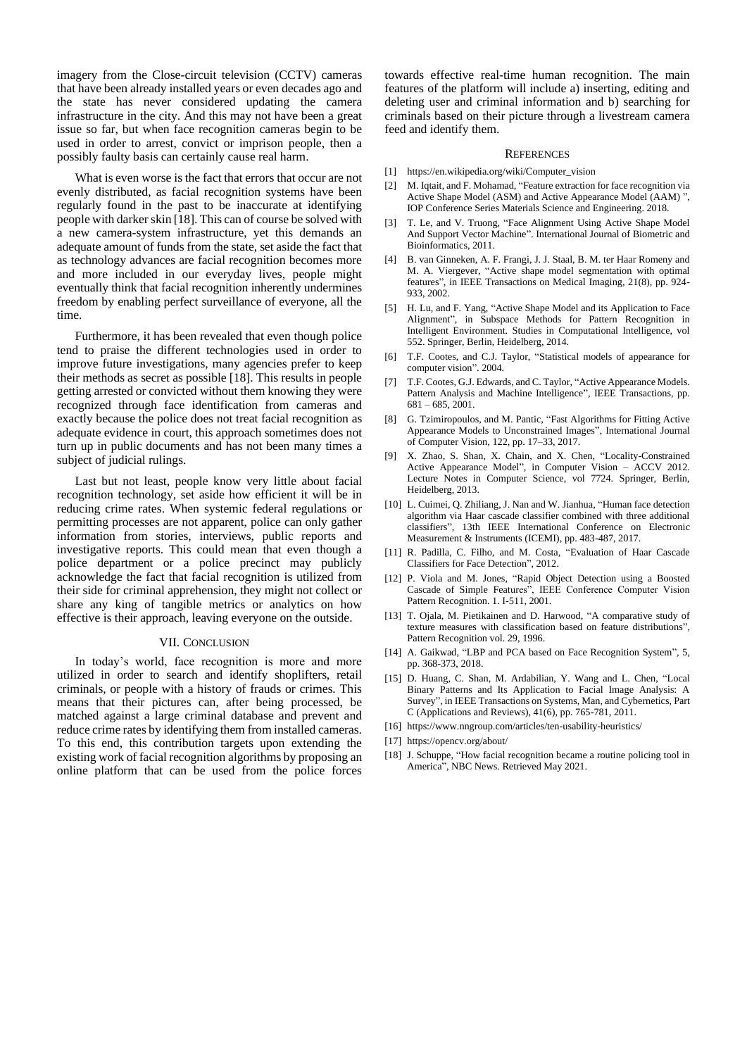imagery from the Close-circuit television (CCTV) cameras that have been already installed years or even decades ago and the state has never considered updating the camera infrastructure in the city. And this may not have been a great issue so far, but when face recognition cameras begin to be used in order to arrest, convict or imprison people, then a possibly faulty basis can certainly cause real harm.

What is even worse is the fact that errors that occur are not evenly distributed, as facial recognition systems have been regularly found in the past to be inaccurate at identifying people with darker skin [18]. This can of course be solved with a new camera-system infrastructure, yet this demands an adequate amount of funds from the state, set aside the fact that as technology advances are facial recognition becomes more and more included in our everyday lives, people might eventually think that facial recognition inherently undermines freedom by enabling perfect surveillance of everyone, all the time.

Furthermore, it has been revealed that even though police tend to praise the different technologies used in order to improve future investigations, many agencies prefer to keep their methods as secret as possible [18]. This results in people getting arrested or convicted without them knowing they were recognized through face identification from cameras and exactly because the police does not treat facial recognition as adequate evidence in court, this approach sometimes does not turn up in public documents and has not been many times a subject of judicial rulings.

Last but not least, people know very little about facial recognition technology, set aside how efficient it will be in reducing crime rates. When systemic federal regulations or permitting processes are not apparent, police can only gather information from stories, interviews, public reports and investigative reports. This could mean that even though a police department or a police precinct may publicly acknowledge the fact that facial recognition is utilized from their side for criminal apprehension, they might not collect or share any king of tangible metrics or analytics on how effective is their approach, leaving everyone on the outside.

## VII. Conclusion

In today's world, face recognition is more and more utilized in order to search and identify shoplifters, retail criminals, or people with a history of frauds or crimes. This means that their pictures can, after being processed, be matched against a large criminal database and prevent and reduce crime rates by identifying them from installed cameras. To this end, this contribution targets upon extending the existing work of facial recognition algorithms by proposing an online platform that can be used from the police forces towards effective real-time human recognition. The main features of the platform will include a) inserting, editing and deleting user and criminal information and b) searching for criminals based on their picture through a livestream camera feed and identify them.

## References

[1] https://en.wikipedia.org/wiki/Computer_vision

[2] M. Iqtait, and F. Mohamad, "Feature extraction for face recognition via Active Shape Model (ASM) and Active Appearance Model (AAM) ", IOP Conference Series Materials Science and Engineering. 2018.

[3] T. Le, and V. Truong, "Face Alignment Using Active Shape Model And Support Vector Machine". International Journal of Biometric and Bioinformatics, 2011.

[4] B. van Ginneken, A. F. Frangi, J. J. Staal, B. M. ter Haar Romeny and M. A. Viergever, "Active shape model segmentation with optimal features", in IEEE Transactions on Medical Imaging, 21(8), pp. 924-933, 2002.

[5] H. Lu, and F. Yang, "Active Shape Model and its Application to Face Alignment", in Subspace Methods for Pattern Recognition in Intelligent Environment. Studies in Computational Intelligence, vol 552. Springer, Berlin, Heidelberg, 2014.

[6] T.F. Cootes, and C.J. Taylor, "Statistical models of appearance for computer vision". 2004.

[7] T.F. Cootes, G.J. Edwards, and C. Taylor, "Active Appearance Models. Pattern Analysis and Machine Intelligence", IEEE Transactions, pp. 681 – 685, 2001.

[8] G. Tzimiropoulos, and M. Pantic, "Fast Algorithms for Fitting Active Appearance Models to Unconstrained Images", International Journal of Computer Vision, 122, pp. 17–33, 2017.

[9] X. Zhao, S. Shan, X. Chain, and X. Chen, "Locality-Constrained Active Appearance Model", in Computer Vision – ACCV 2012. Lecture Notes in Computer Science, vol 7724. Springer, Berlin, Heidelberg, 2013.

[10] L. Cuimei, Q. Zhiliang, J. Nan and W. Jianhua, "Human face detection algorithm via Haar cascade classifier combined with three additional classifiers", 13th IEEE International Conference on Electronic Measurement & Instruments (ICEMI), pp. 483-487, 2017.

[11] R. Padilla, C. Filho, and M. Costa, "Evaluation of Haar Cascade Classifiers for Face Detection", 2012.

[12] P. Viola and M. Jones, "Rapid Object Detection using a Boosted Cascade of Simple Features", IEEE Conference Computer Vision Pattern Recognition. 1. I-511, 2001.

[13] T. Ojala, M. Pietikainen and D. Harwood, "A comparative study of texture measures with classification based on feature distributions", Pattern Recognition vol. 29, 1996.

[14] A. Gaikwad, "LBP and PCA based on Face Recognition System", 5, pp. 368-373, 2018.

[15] D. Huang, C. Shan, M. Ardabilian, Y. Wang and L. Chen, "Local Binary Patterns and Its Application to Facial Image Analysis: A Survey", in IEEE Transactions on Systems, Man, and Cybernetics, Part C (Applications and Reviews), 41(6), pp. 765-781, 2011.

[16] https://www.nngroup.com/articles/ten-usability-heuristics/

[17] https://opencv.org/about/

[18] J. Schuppe, "How facial recognition became a routine policing tool in America", NBC News. Retrieved May 2021.